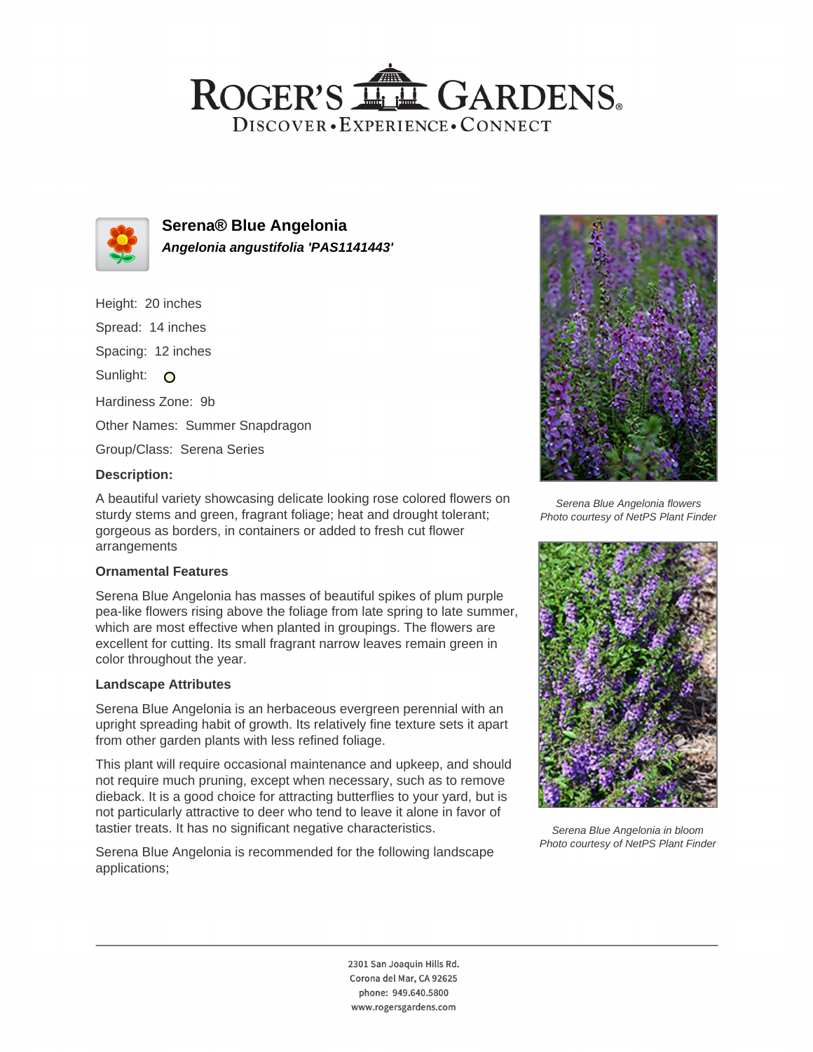# Serena® Blue Angelonia

***Angelonia angustifolia 'PAS1141443'***

Height: 20 inches

Spread: 14 inches

Spacing: 12 inches

Sunlight: O

Hardiness Zone: 9b

Other Names: Summer Snapdragon

Group/Class: Serena Series

**Description:**

A beautiful variety showcasing delicate looking rose colored flowers on sturdy stems and green, fragrant foliage; heat and drought tolerant; gorgeous as borders, in containers or added to fresh cut flower arrangements

### Ornamental Features

Serena Blue Angelonia has masses of beautiful spikes of plum purple pea-like flowers rising above the foliage from late spring to late summer, which are most effective when planted in groupings. The flowers are excellent for cutting. Its small fragrant narrow leaves remain green in color throughout the year.

### Landscape Attributes

Serena Blue Angelonia is an herbaceous evergreen perennial with an upright spreading habit of growth. Its relatively fine texture sets it apart from other garden plants with less refined foliage.

This plant will require occasional maintenance and upkeep, and should not require much pruning, except when necessary, such as to remove dieback. It is a good choice for attracting butterflies to your yard, but is not particularly attractive to deer who tend to leave it alone in favor of tastier treats. It has no significant negative characteristics.

Serena Blue Angelonia is recommended for the following landscape applications;

*Serena Blue Angelonia flowers*
*Photo courtesy of NetPS Plant Finder*

*Serena Blue Angelonia in bloom*
*Photo courtesy of NetPS Plant Finder*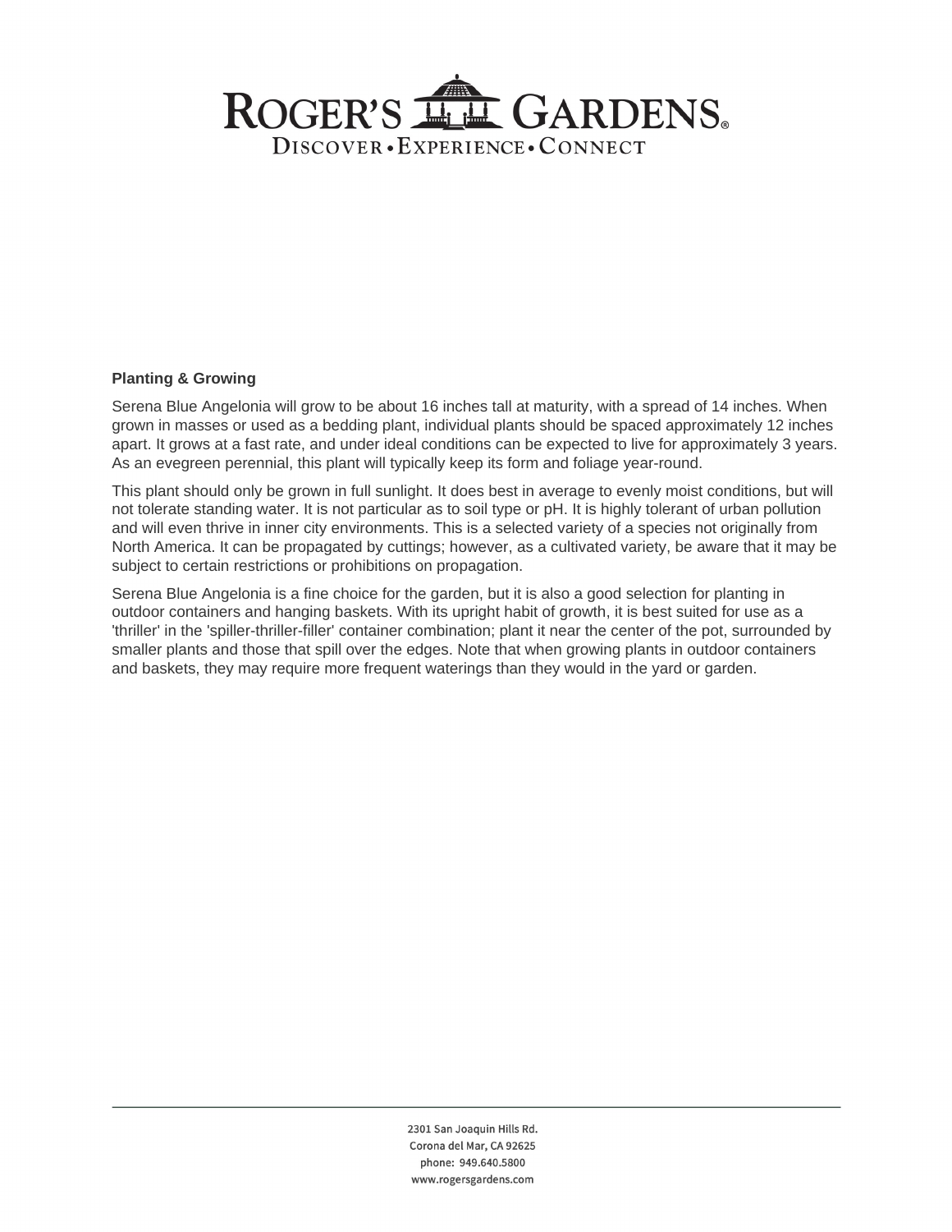**Planting & Growing**

Serena Blue Angelonia will grow to be about 16 inches tall at maturity, with a spread of 14 inches. When grown in masses or used as a bedding plant, individual plants should be spaced approximately 12 inches apart. It grows at a fast rate, and under ideal conditions can be expected to live for approximately 3 years. As an evegreen perennial, this plant will typically keep its form and foliage year-round.

This plant should only be grown in full sunlight. It does best in average to evenly moist conditions, but will not tolerate standing water. It is not particular as to soil type or pH. It is highly tolerant of urban pollution and will even thrive in inner city environments. This is a selected variety of a species not originally from North America. It can be propagated by cuttings; however, as a cultivated variety, be aware that it may be subject to certain restrictions or prohibitions on propagation.

Serena Blue Angelonia is a fine choice for the garden, but it is also a good selection for planting in outdoor containers and hanging baskets. With its upright habit of growth, it is best suited for use as a 'thriller' in the 'spiller-thriller-filler' container combination; plant it near the center of the pot, surrounded by smaller plants and those that spill over the edges. Note that when growing plants in outdoor containers and baskets, they may require more frequent waterings than they would in the yard or garden.